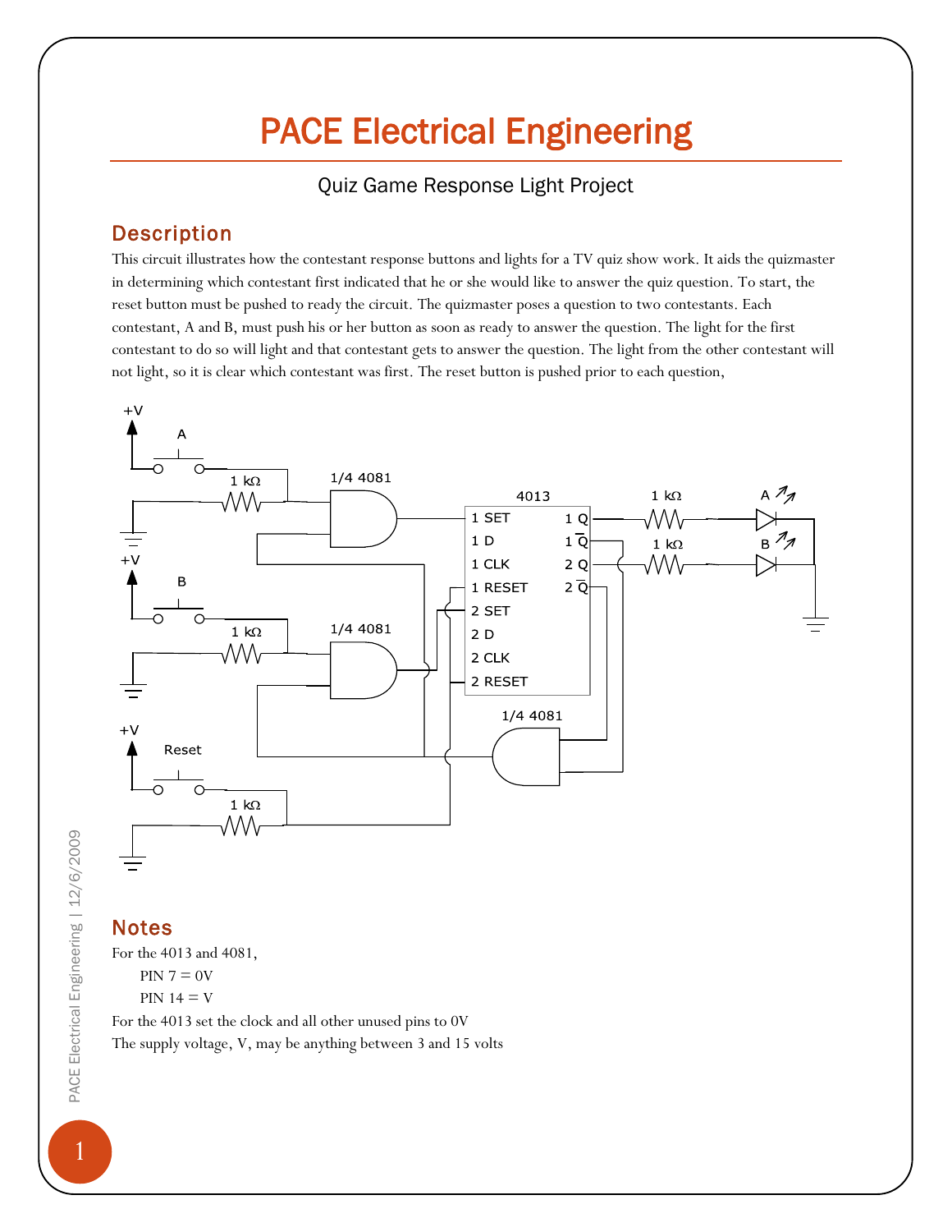# PACE Electrical Engineering

Quiz Game Response Light Project

## Description

This circuit illustrates how the contestant response buttons and lights for a TV quiz show work. It aids the quizmaster in determining which contestant first indicated that he or she would like to answer the quiz question. To start, the reset button must be pushed to ready the circuit. The quizmaster poses a question to two contestants. Each contestant, A and B, must push his or her button as soon as ready to answer the question. The light for the first contestant to do so will light and that contestant gets to answer the question. The light from the other contestant will not light, so it is clear which contestant was first. The reset button is pushed prior to each question,

+V
A
1 kΩ
1/4 4081
4013
1 SET
1 D
1 CLK
1 RESET
2 SET
2 D
2 CLK
2 RESET
1 Q
1 $\overline{Q}$
2 Q
2 $\overline{Q}$
1 kΩ
1 kΩ
A
B
+V
B
1 kΩ
1/4 4081
+V
Reset
1 kΩ
1/4 4081

## Notes

For the 4013 and 4081,

PIN 7 = 0V

PIN 14 = V

For the 4013 set the clock and all other unused pins to 0V

The supply voltage, V, may be anything between 3 and 15 volts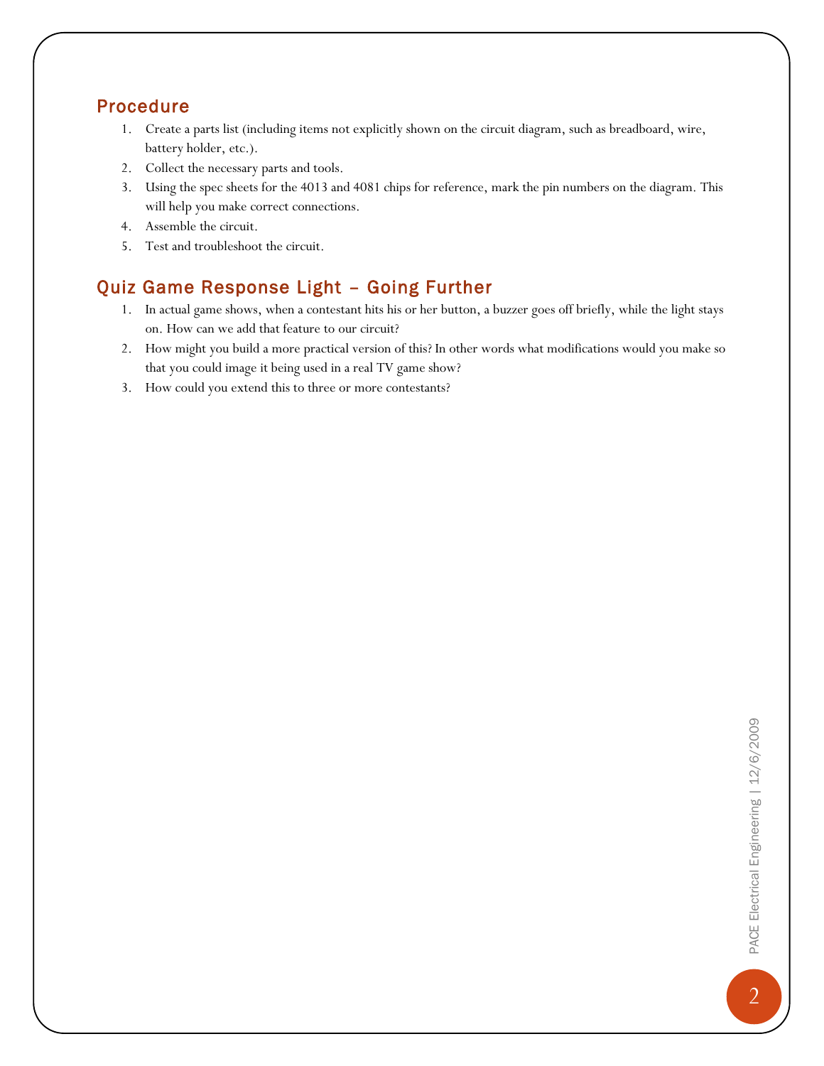## Procedure

1. Create a parts list (including items not explicitly shown on the circuit diagram, such as breadboard, wire, battery holder, etc.).
2. Collect the necessary parts and tools.
3. Using the spec sheets for the 4013 and 4081 chips for reference, mark the pin numbers on the diagram. This will help you make correct connections.
4. Assemble the circuit.
5. Test and troubleshoot the circuit.

## Quiz Game Response Light – Going Further

1. In actual game shows, when a contestant hits his or her button, a buzzer goes off briefly, while the light stays on. How can we add that feature to our circuit?
2. How might you build a more practical version of this? In other words what modifications would you make so that you could image it being used in a real TV game show?
3. How could you extend this to three or more contestants?